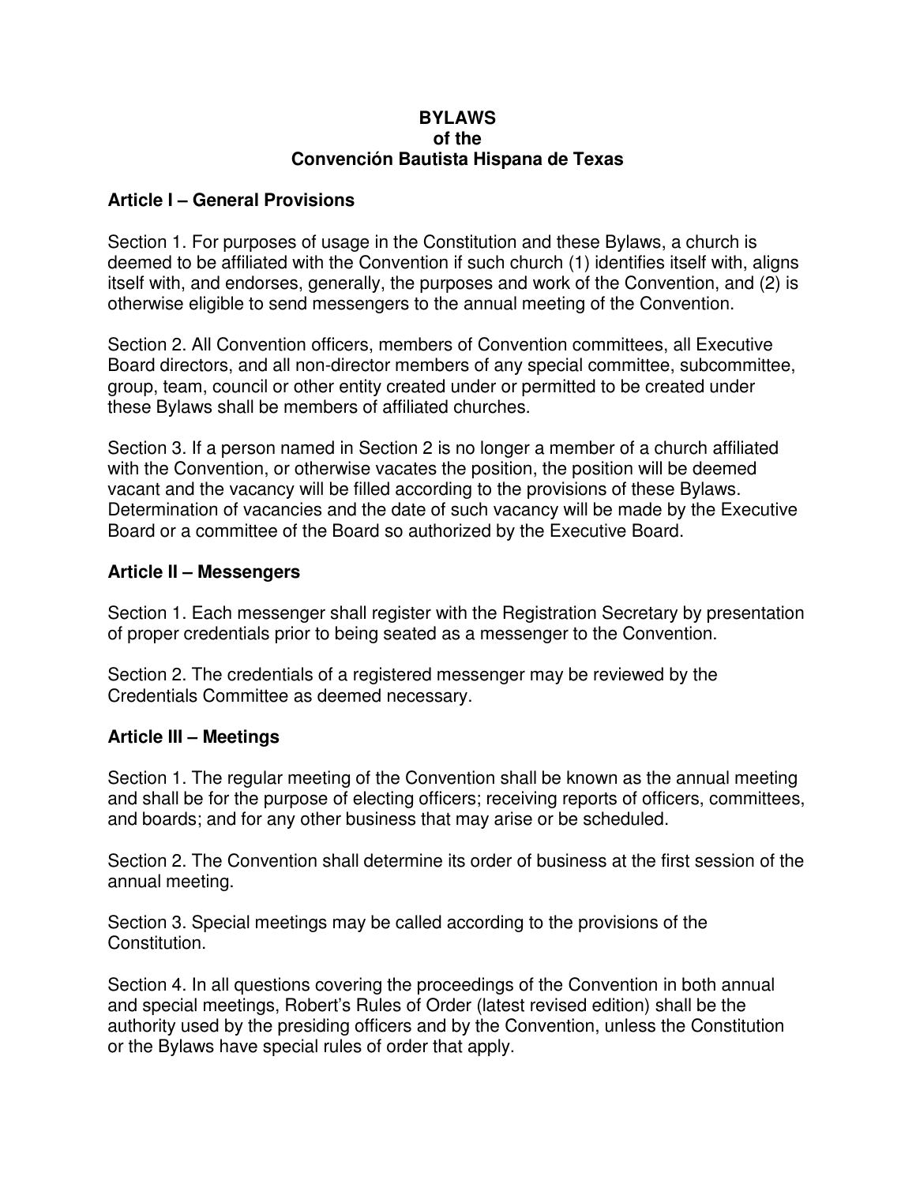# BYLAWS
# of the
# Convención Bautista Hispana de Texas

## Article I – General Provisions

Section 1. For purposes of usage in the Constitution and these Bylaws, a church is deemed to be affiliated with the Convention if such church (1) identifies itself with, aligns itself with, and endorses, generally, the purposes and work of the Convention, and (2) is otherwise eligible to send messengers to the annual meeting of the Convention.

Section 2. All Convention officers, members of Convention committees, all Executive Board directors, and all non-director members of any special committee, subcommittee, group, team, council or other entity created under or permitted to be created under these Bylaws shall be members of affiliated churches.

Section 3. If a person named in Section 2 is no longer a member of a church affiliated with the Convention, or otherwise vacates the position, the position will be deemed vacant and the vacancy will be filled according to the provisions of these Bylaws. Determination of vacancies and the date of such vacancy will be made by the Executive Board or a committee of the Board so authorized by the Executive Board.

## Article II – Messengers

Section 1. Each messenger shall register with the Registration Secretary by presentation of proper credentials prior to being seated as a messenger to the Convention.

Section 2. The credentials of a registered messenger may be reviewed by the Credentials Committee as deemed necessary.

## Article III – Meetings

Section 1. The regular meeting of the Convention shall be known as the annual meeting and shall be for the purpose of electing officers; receiving reports of officers, committees, and boards; and for any other business that may arise or be scheduled.

Section 2. The Convention shall determine its order of business at the first session of the annual meeting.

Section 3. Special meetings may be called according to the provisions of the Constitution.

Section 4. In all questions covering the proceedings of the Convention in both annual and special meetings, Robert's Rules of Order (latest revised edition) shall be the authority used by the presiding officers and by the Convention, unless the Constitution or the Bylaws have special rules of order that apply.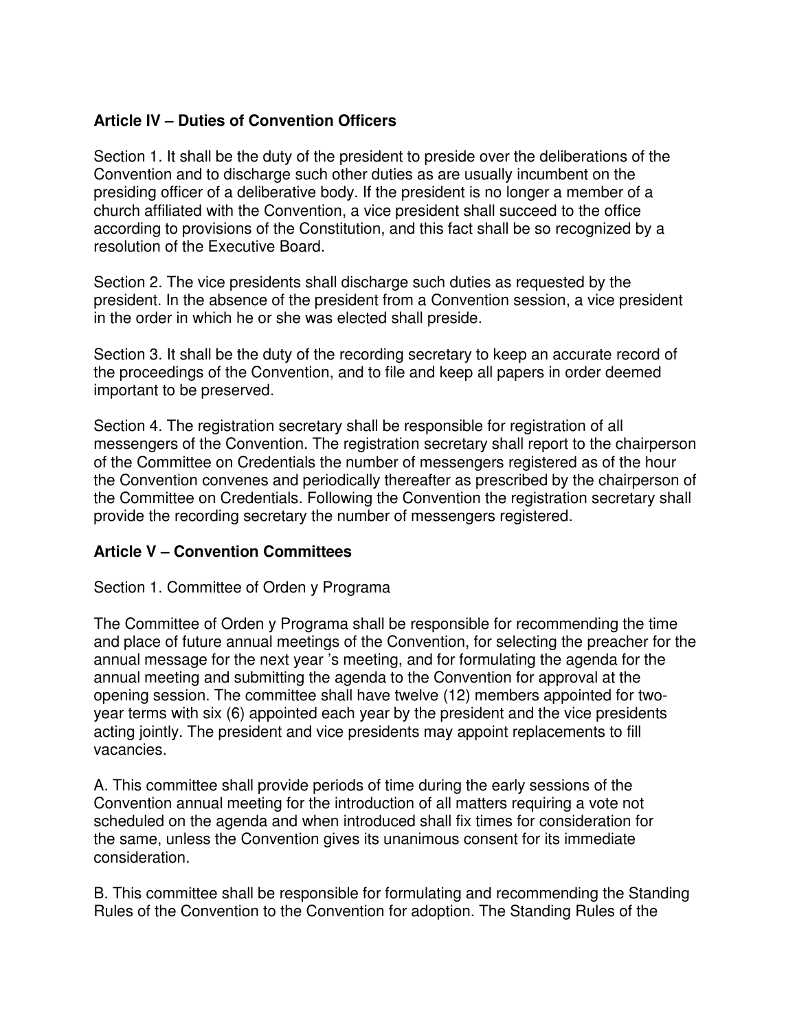## Article IV – Duties of Convention Officers

Section 1. It shall be the duty of the president to preside over the deliberations of the Convention and to discharge such other duties as are usually incumbent on the presiding officer of a deliberative body. If the president is no longer a member of a church affiliated with the Convention, a vice president shall succeed to the office according to provisions of the Constitution, and this fact shall be so recognized by a resolution of the Executive Board.

Section 2. The vice presidents shall discharge such duties as requested by the president. In the absence of the president from a Convention session, a vice president in the order in which he or she was elected shall preside.

Section 3. It shall be the duty of the recording secretary to keep an accurate record of the proceedings of the Convention, and to file and keep all papers in order deemed important to be preserved.

Section 4. The registration secretary shall be responsible for registration of all messengers of the Convention. The registration secretary shall report to the chairperson of the Committee on Credentials the number of messengers registered as of the hour the Convention convenes and periodically thereafter as prescribed by the chairperson of the Committee on Credentials. Following the Convention the registration secretary shall provide the recording secretary the number of messengers registered.

## Article V – Convention Committees

Section 1. Committee of Orden y Programa

The Committee of Orden y Programa shall be responsible for recommending the time and place of future annual meetings of the Convention, for selecting the preacher for the annual message for the next year 's meeting, and for formulating the agenda for the annual meeting and submitting the agenda to the Convention for approval at the opening session. The committee shall have twelve (12) members appointed for two-year terms with six (6) appointed each year by the president and the vice presidents acting jointly. The president and vice presidents may appoint replacements to fill vacancies.

A. This committee shall provide periods of time during the early sessions of the Convention annual meeting for the introduction of all matters requiring a vote not scheduled on the agenda and when introduced shall fix times for consideration for the same, unless the Convention gives its unanimous consent for its immediate consideration.

B. This committee shall be responsible for formulating and recommending the Standing Rules of the Convention to the Convention for adoption. The Standing Rules of the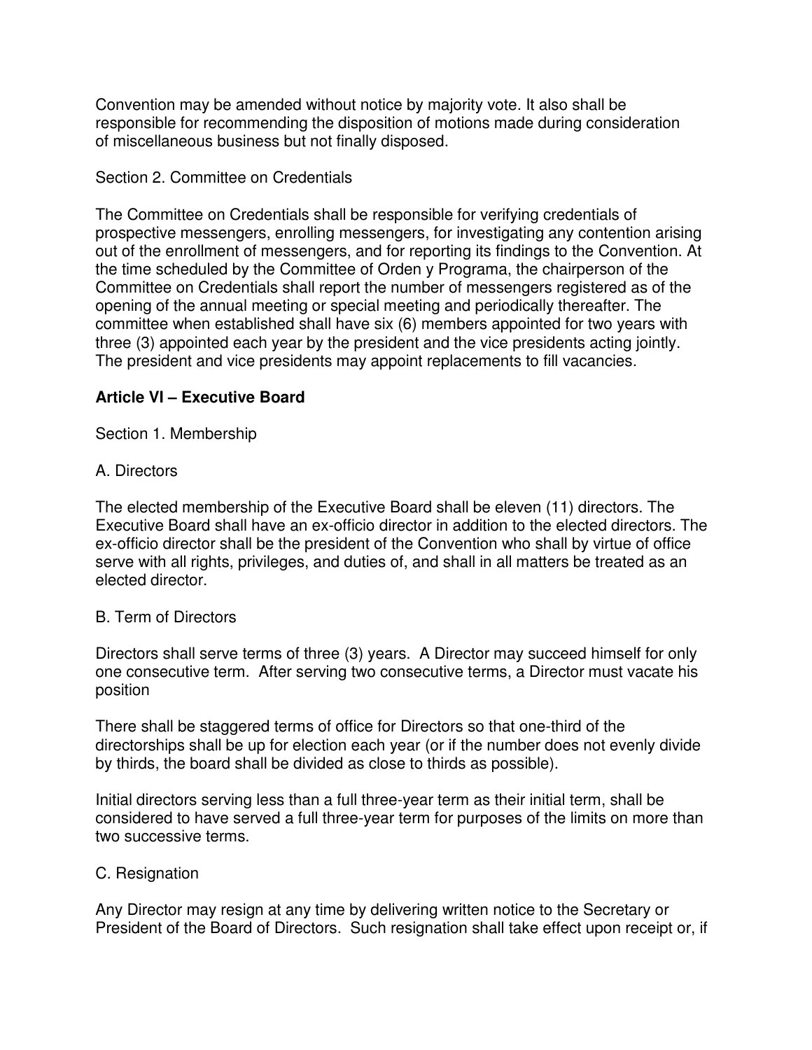Convention may be amended without notice by majority vote. It also shall be responsible for recommending the disposition of motions made during consideration of miscellaneous business but not finally disposed.

Section 2. Committee on Credentials

The Committee on Credentials shall be responsible for verifying credentials of prospective messengers, enrolling messengers, for investigating any contention arising out of the enrollment of messengers, and for reporting its findings to the Convention. At the time scheduled by the Committee of Orden y Programa, the chairperson of the Committee on Credentials shall report the number of messengers registered as of the opening of the annual meeting or special meeting and periodically thereafter. The committee when established shall have six (6) members appointed for two years with three (3) appointed each year by the president and the vice presidents acting jointly. The president and vice presidents may appoint replacements to fill vacancies.

## Article VI – Executive Board

Section 1. Membership

A. Directors

The elected membership of the Executive Board shall be eleven (11) directors. The Executive Board shall have an ex-officio director in addition to the elected directors. The ex-officio director shall be the president of the Convention who shall by virtue of office serve with all rights, privileges, and duties of, and shall in all matters be treated as an elected director.

B. Term of Directors

Directors shall serve terms of three (3) years. A Director may succeed himself for only one consecutive term. After serving two consecutive terms, a Director must vacate his position

There shall be staggered terms of office for Directors so that one-third of the directorships shall be up for election each year (or if the number does not evenly divide by thirds, the board shall be divided as close to thirds as possible).

Initial directors serving less than a full three-year term as their initial term, shall be considered to have served a full three-year term for purposes of the limits on more than two successive terms.

C. Resignation

Any Director may resign at any time by delivering written notice to the Secretary or President of the Board of Directors. Such resignation shall take effect upon receipt or, if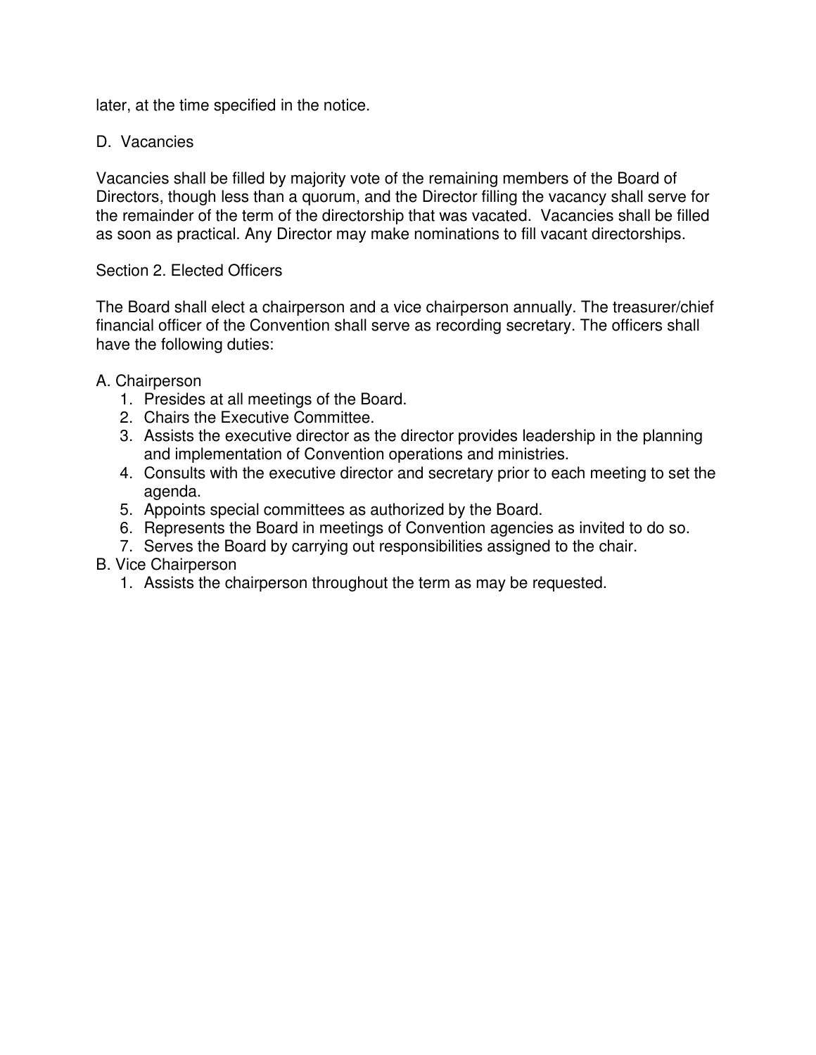later, at the time specified in the notice.

D. Vacancies

Vacancies shall be filled by majority vote of the remaining members of the Board of Directors, though less than a quorum, and the Director filling the vacancy shall serve for the remainder of the term of the directorship that was vacated. Vacancies shall be filled as soon as practical. Any Director may make nominations to fill vacant directorships.

## Section 2. Elected Officers

The Board shall elect a chairperson and a vice chairperson annually. The treasurer/chief financial officer of the Convention shall serve as recording secretary. The officers shall have the following duties:

A. Chairperson
1. Presides at all meetings of the Board.
2. Chairs the Executive Committee.
3. Assists the executive director as the director provides leadership in the planning and implementation of Convention operations and ministries.
4. Consults with the executive director and secretary prior to each meeting to set the agenda.
5. Appoints special committees as authorized by the Board.
6. Represents the Board in meetings of Convention agencies as invited to do so.
7. Serves the Board by carrying out responsibilities assigned to the chair.

B. Vice Chairperson
1. Assists the chairperson throughout the term as may be requested.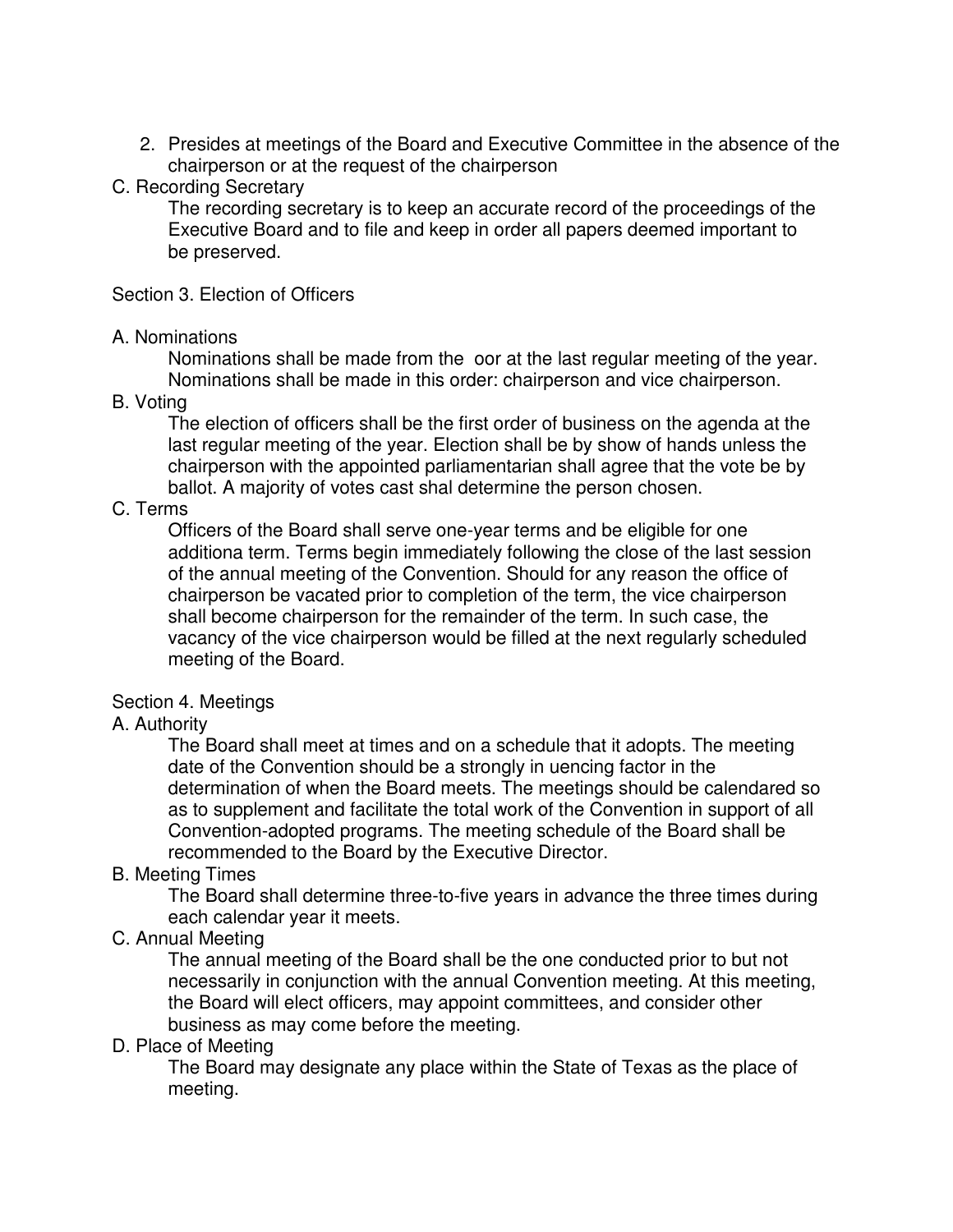2. Presides at meetings of the Board and Executive Committee in the absence of the chairperson or at the request of the chairperson

C. Recording Secretary

The recording secretary is to keep an accurate record of the proceedings of the Executive Board and to file and keep in order all papers deemed important to be preserved.

Section 3. Election of Officers

A. Nominations

Nominations shall be made from the  oor at the last regular meeting of the year. Nominations shall be made in this order: chairperson and vice chairperson.

B. Voting

The election of officers shall be the first order of business on the agenda at the last regular meeting of the year. Election shall be by show of hands unless the chairperson with the appointed parliamentarian shall agree that the vote be by ballot. A majority of votes cast shal determine the person chosen.

C. Terms

Officers of the Board shall serve one-year terms and be eligible for one additiona term. Terms begin immediately following the close of the last session of the annual meeting of the Convention. Should for any reason the office of chairperson be vacated prior to completion of the term, the vice chairperson shall become chairperson for the remainder of the term. In such case, the vacancy of the vice chairperson would be filled at the next regularly scheduled meeting of the Board.

Section 4. Meetings

A. Authority

The Board shall meet at times and on a schedule that it adopts. The meeting date of the Convention should be a strongly in uencing factor in the determination of when the Board meets. The meetings should be calendared so as to supplement and facilitate the total work of the Convention in support of all Convention-adopted programs. The meeting schedule of the Board shall be recommended to the Board by the Executive Director.

B. Meeting Times

The Board shall determine three-to-five years in advance the three times during each calendar year it meets.

C. Annual Meeting

The annual meeting of the Board shall be the one conducted prior to but not necessarily in conjunction with the annual Convention meeting. At this meeting, the Board will elect officers, may appoint committees, and consider other business as may come before the meeting.

D. Place of Meeting

The Board may designate any place within the State of Texas as the place of meeting.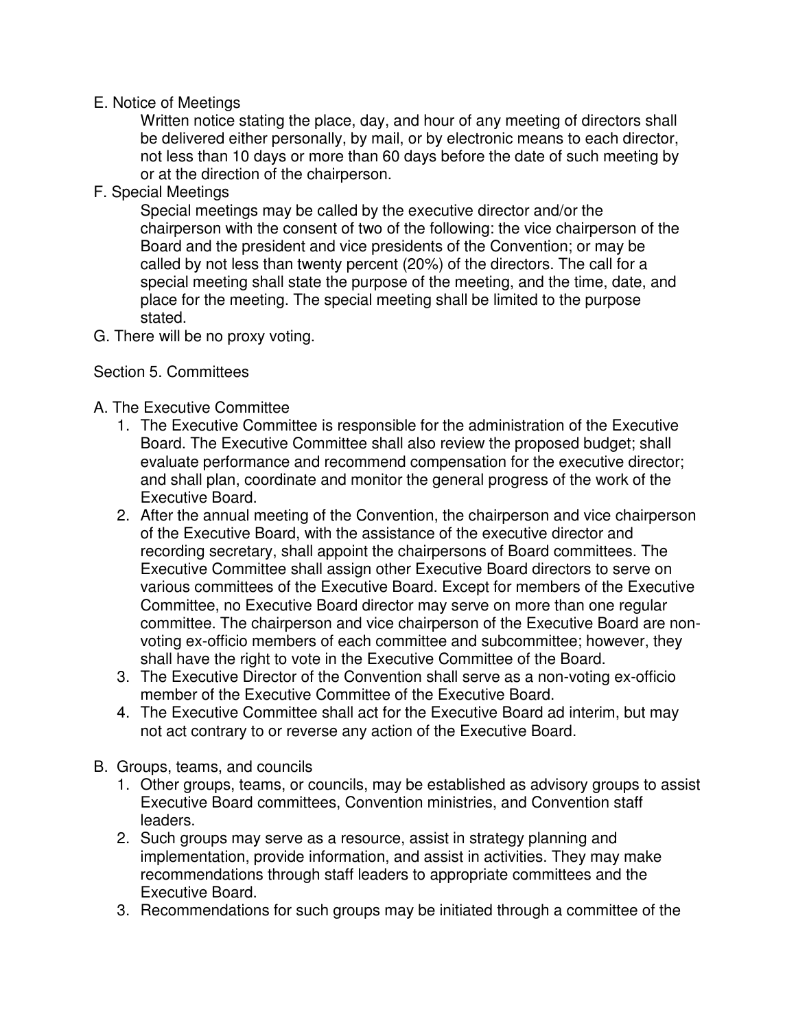E. Notice of Meetings

Written notice stating the place, day, and hour of any meeting of directors shall be delivered either personally, by mail, or by electronic means to each director, not less than 10 days or more than 60 days before the date of such meeting by or at the direction of the chairperson.

F. Special Meetings

Special meetings may be called by the executive director and/or the chairperson with the consent of two of the following: the vice chairperson of the Board and the president and vice presidents of the Convention; or may be called by not less than twenty percent (20%) of the directors. The call for a special meeting shall state the purpose of the meeting, and the time, date, and place for the meeting. The special meeting shall be limited to the purpose stated.

G. There will be no proxy voting.

Section 5. Committees

A. The Executive Committee

1. The Executive Committee is responsible for the administration of the Executive Board. The Executive Committee shall also review the proposed budget; shall evaluate performance and recommend compensation for the executive director; and shall plan, coordinate and monitor the general progress of the work of the Executive Board.
2. After the annual meeting of the Convention, the chairperson and vice chairperson of the Executive Board, with the assistance of the executive director and recording secretary, shall appoint the chairpersons of Board committees. The Executive Committee shall assign other Executive Board directors to serve on various committees of the Executive Board. Except for members of the Executive Committee, no Executive Board director may serve on more than one regular committee. The chairperson and vice chairperson of the Executive Board are non-voting ex-officio members of each committee and subcommittee; however, they shall have the right to vote in the Executive Committee of the Board.
3. The Executive Director of the Convention shall serve as a non-voting ex-officio member of the Executive Committee of the Executive Board.
4. The Executive Committee shall act for the Executive Board ad interim, but may not act contrary to or reverse any action of the Executive Board.

B. Groups, teams, and councils

1. Other groups, teams, or councils, may be established as advisory groups to assist Executive Board committees, Convention ministries, and Convention staff leaders.
2. Such groups may serve as a resource, assist in strategy planning and implementation, provide information, and assist in activities. They may make recommendations through staff leaders to appropriate committees and the Executive Board.
3. Recommendations for such groups may be initiated through a committee of the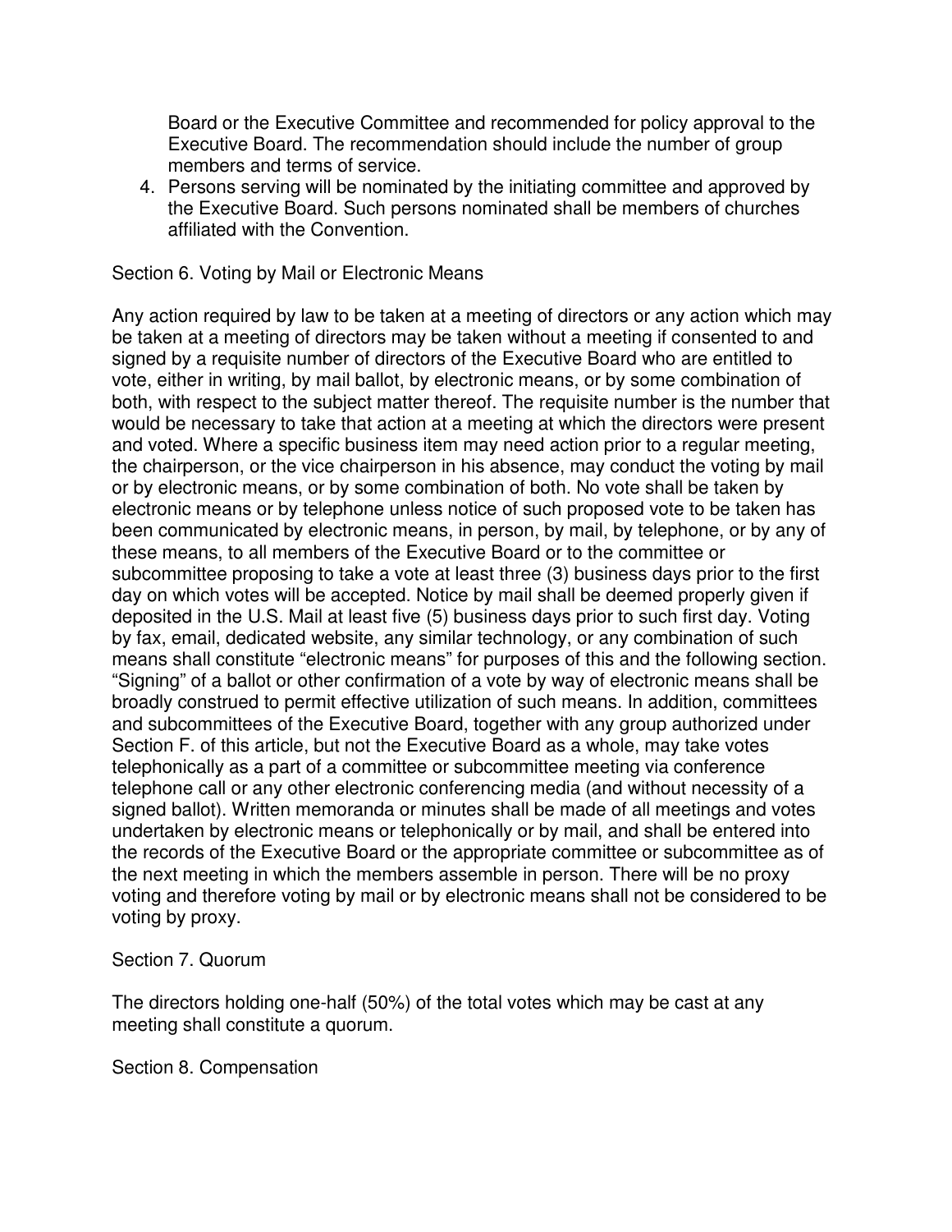Board or the Executive Committee and recommended for policy approval to the Executive Board. The recommendation should include the number of group members and terms of service.

4. Persons serving will be nominated by the initiating committee and approved by the Executive Board. Such persons nominated shall be members of churches affiliated with the Convention.

Section 6. Voting by Mail or Electronic Means

Any action required by law to be taken at a meeting of directors or any action which may be taken at a meeting of directors may be taken without a meeting if consented to and signed by a requisite number of directors of the Executive Board who are entitled to vote, either in writing, by mail ballot, by electronic means, or by some combination of both, with respect to the subject matter thereof. The requisite number is the number that would be necessary to take that action at a meeting at which the directors were present and voted. Where a specific business item may need action prior to a regular meeting, the chairperson, or the vice chairperson in his absence, may conduct the voting by mail or by electronic means, or by some combination of both. No vote shall be taken by electronic means or by telephone unless notice of such proposed vote to be taken has been communicated by electronic means, in person, by mail, by telephone, or by any of these means, to all members of the Executive Board or to the committee or subcommittee proposing to take a vote at least three (3) business days prior to the first day on which votes will be accepted. Notice by mail shall be deemed properly given if deposited in the U.S. Mail at least five (5) business days prior to such first day. Voting by fax, email, dedicated website, any similar technology, or any combination of such means shall constitute "electronic means" for purposes of this and the following section. "Signing" of a ballot or other confirmation of a vote by way of electronic means shall be broadly construed to permit effective utilization of such means. In addition, committees and subcommittees of the Executive Board, together with any group authorized under Section F. of this article, but not the Executive Board as a whole, may take votes telephonically as a part of a committee or subcommittee meeting via conference telephone call or any other electronic conferencing media (and without necessity of a signed ballot). Written memoranda or minutes shall be made of all meetings and votes undertaken by electronic means or telephonically or by mail, and shall be entered into the records of the Executive Board or the appropriate committee or subcommittee as of the next meeting in which the members assemble in person. There will be no proxy voting and therefore voting by mail or by electronic means shall not be considered to be voting by proxy.

Section 7. Quorum

The directors holding one-half (50%) of the total votes which may be cast at any meeting shall constitute a quorum.

Section 8. Compensation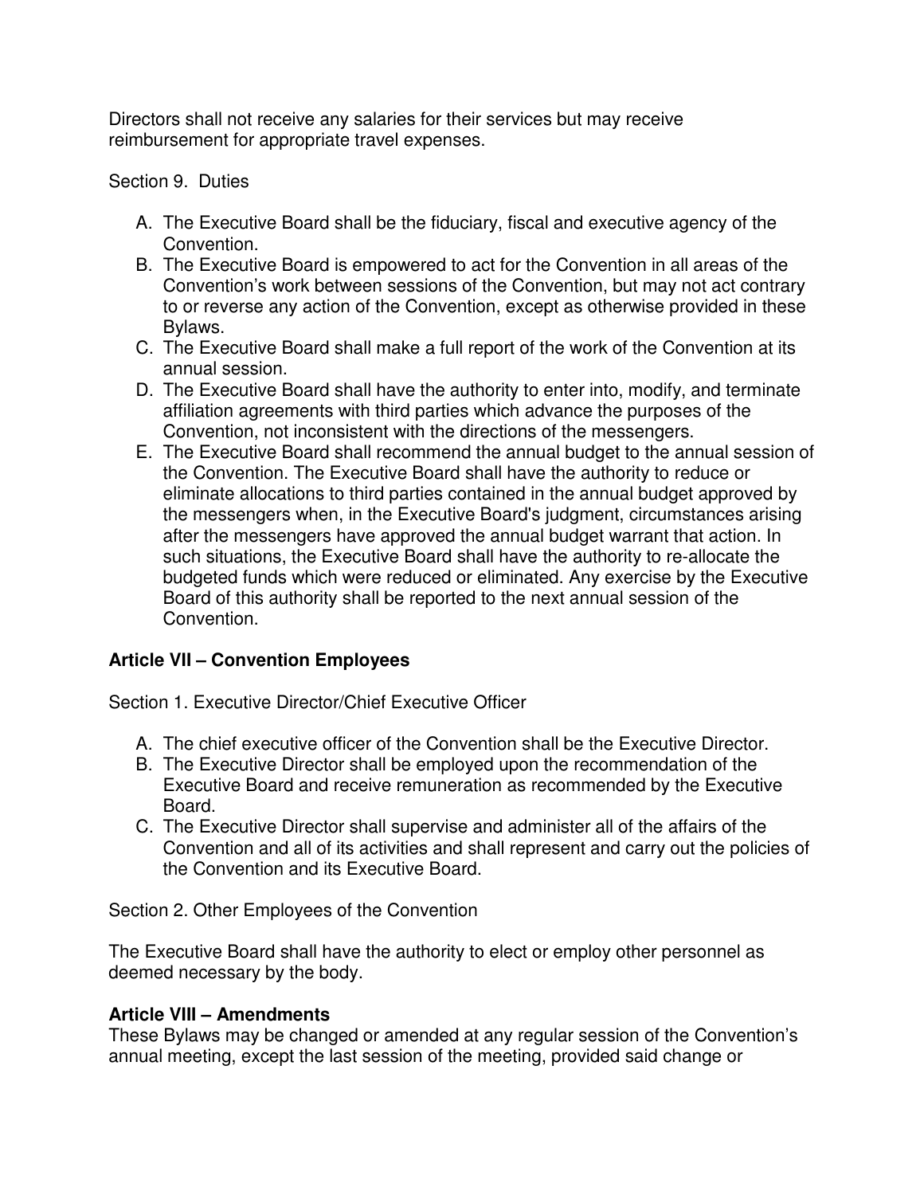Directors shall not receive any salaries for their services but may receive reimbursement for appropriate travel expenses.

Section 9. Duties

A. The Executive Board shall be the fiduciary, fiscal and executive agency of the Convention.
B. The Executive Board is empowered to act for the Convention in all areas of the Convention's work between sessions of the Convention, but may not act contrary to or reverse any action of the Convention, except as otherwise provided in these Bylaws.
C. The Executive Board shall make a full report of the work of the Convention at its annual session.
D. The Executive Board shall have the authority to enter into, modify, and terminate affiliation agreements with third parties which advance the purposes of the Convention, not inconsistent with the directions of the messengers.
E. The Executive Board shall recommend the annual budget to the annual session of the Convention. The Executive Board shall have the authority to reduce or eliminate allocations to third parties contained in the annual budget approved by the messengers when, in the Executive Board's judgment, circumstances arising after the messengers have approved the annual budget warrant that action. In such situations, the Executive Board shall have the authority to re-allocate the budgeted funds which were reduced or eliminated. Any exercise by the Executive Board of this authority shall be reported to the next annual session of the Convention.

## Article VII – Convention Employees

Section 1. Executive Director/Chief Executive Officer

A. The chief executive officer of the Convention shall be the Executive Director.
B. The Executive Director shall be employed upon the recommendation of the Executive Board and receive remuneration as recommended by the Executive Board.
C. The Executive Director shall supervise and administer all of the affairs of the Convention and all of its activities and shall represent and carry out the policies of the Convention and its Executive Board.

Section 2. Other Employees of the Convention

The Executive Board shall have the authority to elect or employ other personnel as deemed necessary by the body.

## Article VIII – Amendments

These Bylaws may be changed or amended at any regular session of the Convention's annual meeting, except the last session of the meeting, provided said change or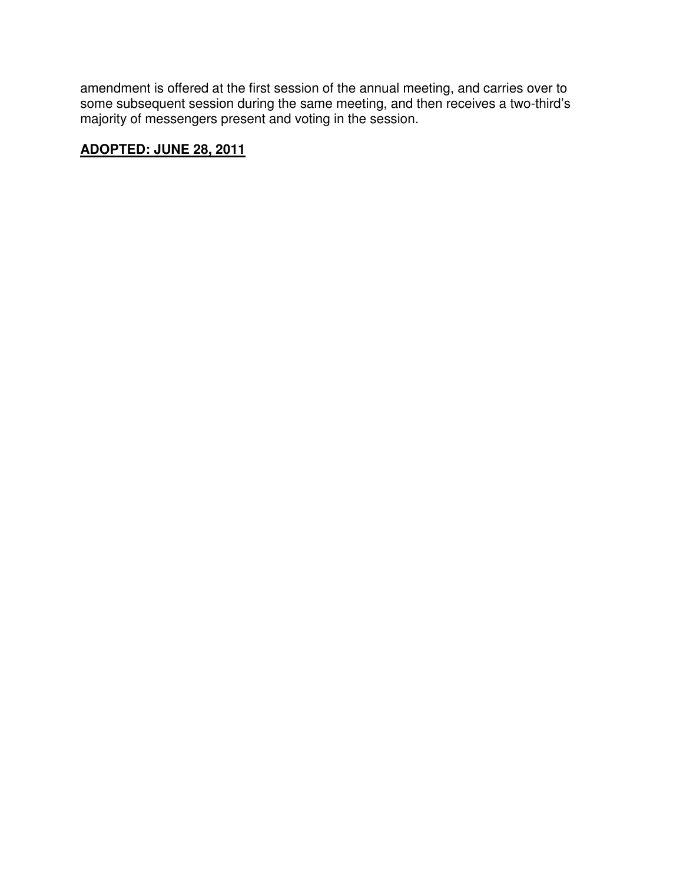amendment is offered at the first session of the annual meeting, and carries over to some subsequent session during the same meeting, and then receives a two-third's majority of messengers present and voting in the session.

**<u>ADOPTED: JUNE 28, 2011</u>**